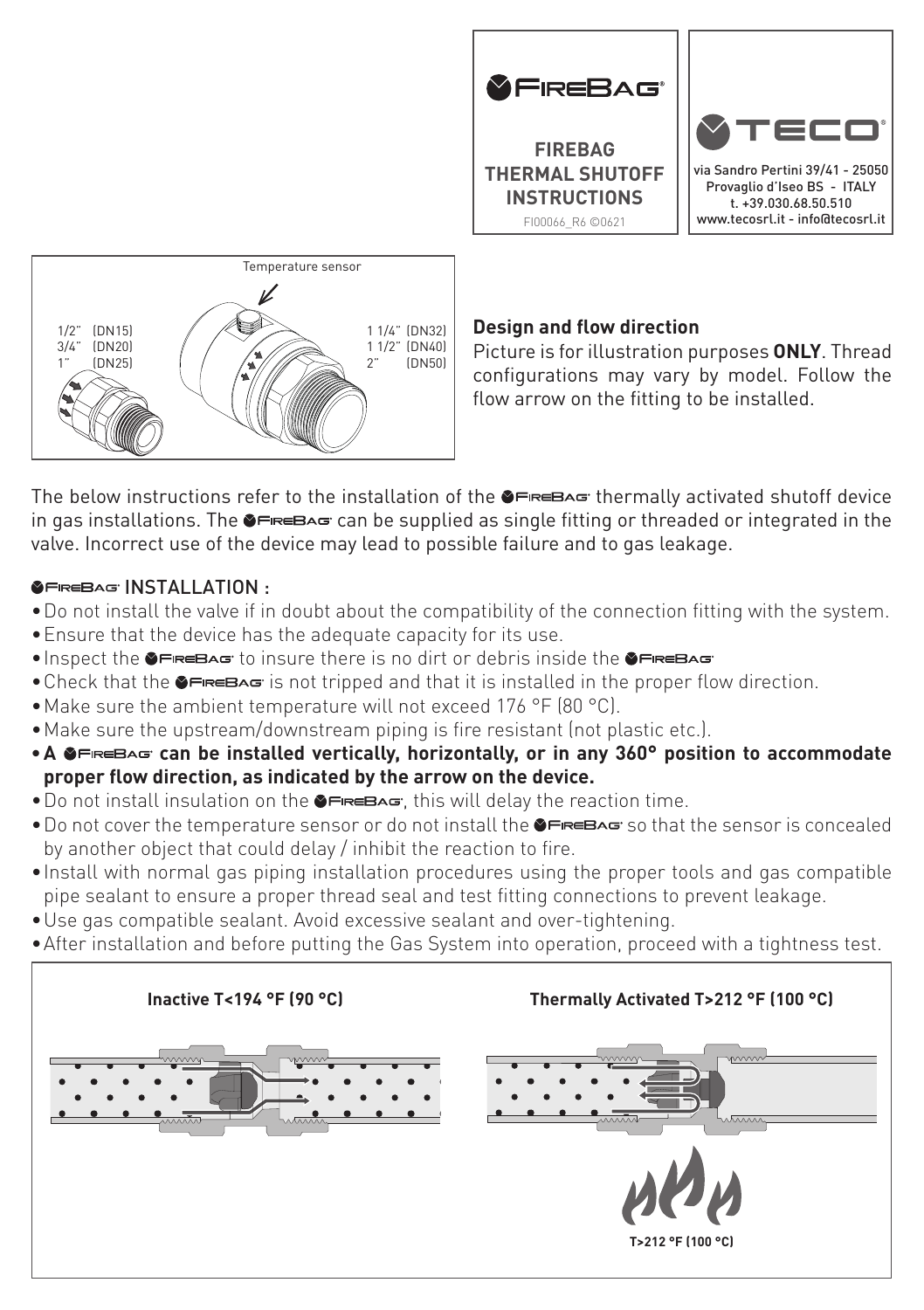# FIREBAG THERMAL SHUTOFF INSTRUCTIONS

FI00066_R6 ©0621

TECO
via Sandro Pertini 39/41 - 25050
Provaglio d'Iseo BS - ITALY
t. +39.030.68.50.510
www.tecosrl.it - info@tecosrl.it

Temperature sensor

1/2" (DN15)
3/4" (DN20)
1" (DN25)

1 1/4" (DN32)
1 1/2" (DN40)
2" (DN50)

**Design and flow direction**

Picture is for illustration purposes **ONLY**. Thread configurations may vary by model. Follow the flow arrow on the fitting to be installed.

The below instructions refer to the installation of the FireBag thermally activated shutoff device in gas installations. The FireBag can be supplied as single fitting or threaded or integrated in the valve. Incorrect use of the device may lead to possible failure and to gas leakage.

## FireBag INSTALLATION :

- Do not install the valve if in doubt about the compatibility of the connection fitting with the system.
- Ensure that the device has the adequate capacity for its use.
- Inspect the FireBag to insure there is no dirt or debris inside the FireBag
- Check that the FireBag is not tripped and that it is installed in the proper flow direction.
- Make sure the ambient temperature will not exceed 176 °F (80 °C).
- Make sure the upstream/downstream piping is fire resistant (not plastic etc.).
- **A FireBag can be installed vertically, horizontally, or in any 360° position to accommodate proper flow direction, as indicated by the arrow on the device.**
- Do not install insulation on the FireBag, this will delay the reaction time.
- Do not cover the temperature sensor or do not install the FireBag so that the sensor is concealed by another object that could delay / inhibit the reaction to fire.
- Install with normal gas piping installation procedures using the proper tools and gas compatible pipe sealant to ensure a proper thread seal and test fitting connections to prevent leakage.
- Use gas compatible sealant. Avoid excessive sealant and over-tightening.
- After installation and before putting the Gas System into operation, proceed with a tightness test.

**Inactive T<194 °F (90 °C)**

**Thermally Activated T>212 °F (100 °C)**

**T>212 °F (100 °C)**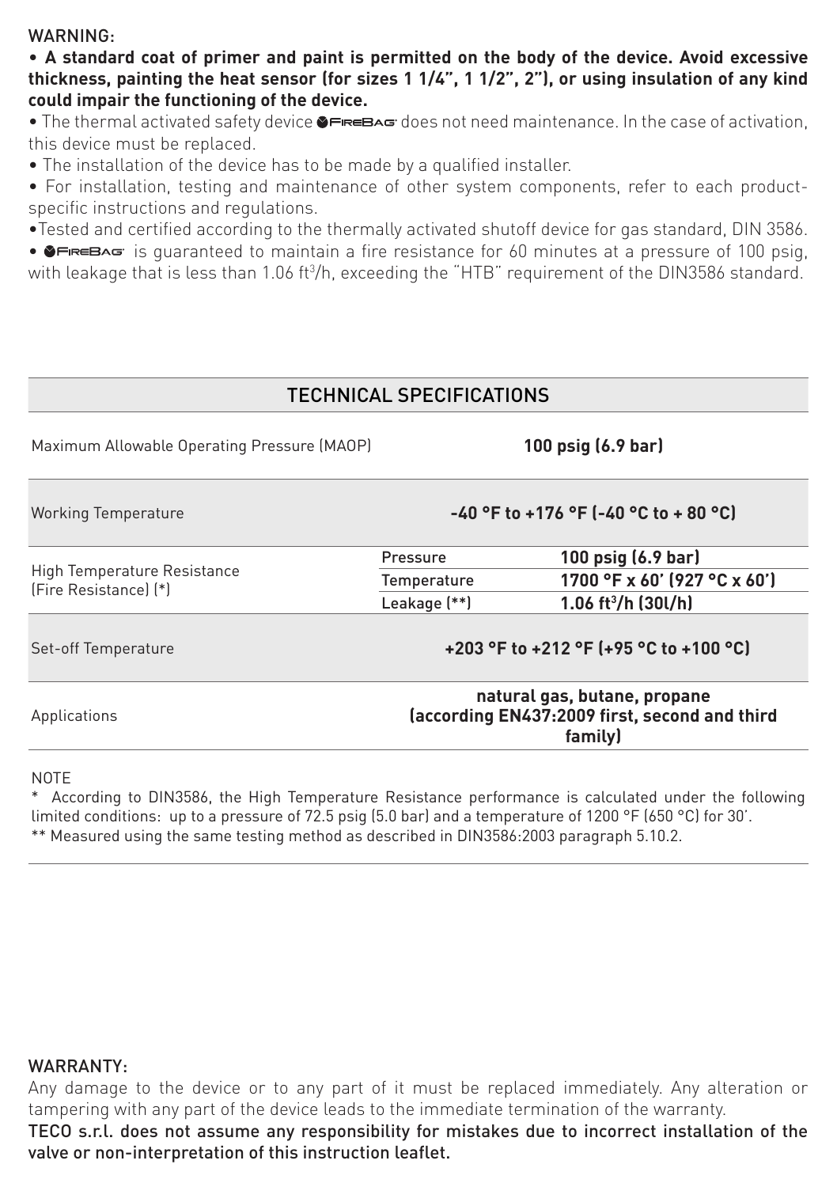WARNING:

- **A standard coat of primer and paint is permitted on the body of the device. Avoid excessive thickness, painting the heat sensor (for sizes 1 1/4", 1 1/2", 2"), or using insulation of any kind could impair the functioning of the device.**
- The thermal activated safety device FireBag does not need maintenance. In the case of activation, this device must be replaced.
- The installation of the device has to be made by a qualified installer.
- For installation, testing and maintenance of other system components, refer to each product-specific instructions and regulations.
- Tested and certified according to the thermally activated shutoff device for gas standard, DIN 3586.
- FireBag is guaranteed to maintain a fire resistance for 60 minutes at a pressure of 100 psig, with leakage that is less than 1.06 ft$^3$/h, exceeding the "HTB" requirement of the DIN3586 standard.

## TECHNICAL SPECIFICATIONS

| | | |
|---|---|---|
| Maximum Allowable Operating Pressure (MAOP) | **100 psig (6.9 bar)** | |
| Working Temperature | **-40 °F to +176 °F (-40 °C to + 80 °C)** | |
| High Temperature Resistance (Fire Resistance) (*) | Pressure | **100 psig (6.9 bar)** |
| | Temperature | **1700 °F x 60' (927 °C x 60')** |
| | Leakage (**) | **1.06 ft$^3$/h (30l/h)** |
| Set-off Temperature | **+203 °F to +212 °F (+95 °C to +100 °C)** | |
| Applications | **natural gas, butane, propane (according EN437:2009 first, second and third family)** | |

NOTE

\* According to DIN3586, the High Temperature Resistance performance is calculated under the following limited conditions: up to a pressure of 72.5 psig (5.0 bar) and a temperature of 1200 °F (650 °C) for 30'.

** Measured using the same testing method as described in DIN3586:2003 paragraph 5.10.2.

WARRANTY:

Any damage to the device or to any part of it must be replaced immediately. Any alteration or tampering with any part of the device leads to the immediate termination of the warranty.

TECO s.r.l. does not assume any responsibility for mistakes due to incorrect installation of the valve or non-interpretation of this instruction leaflet.